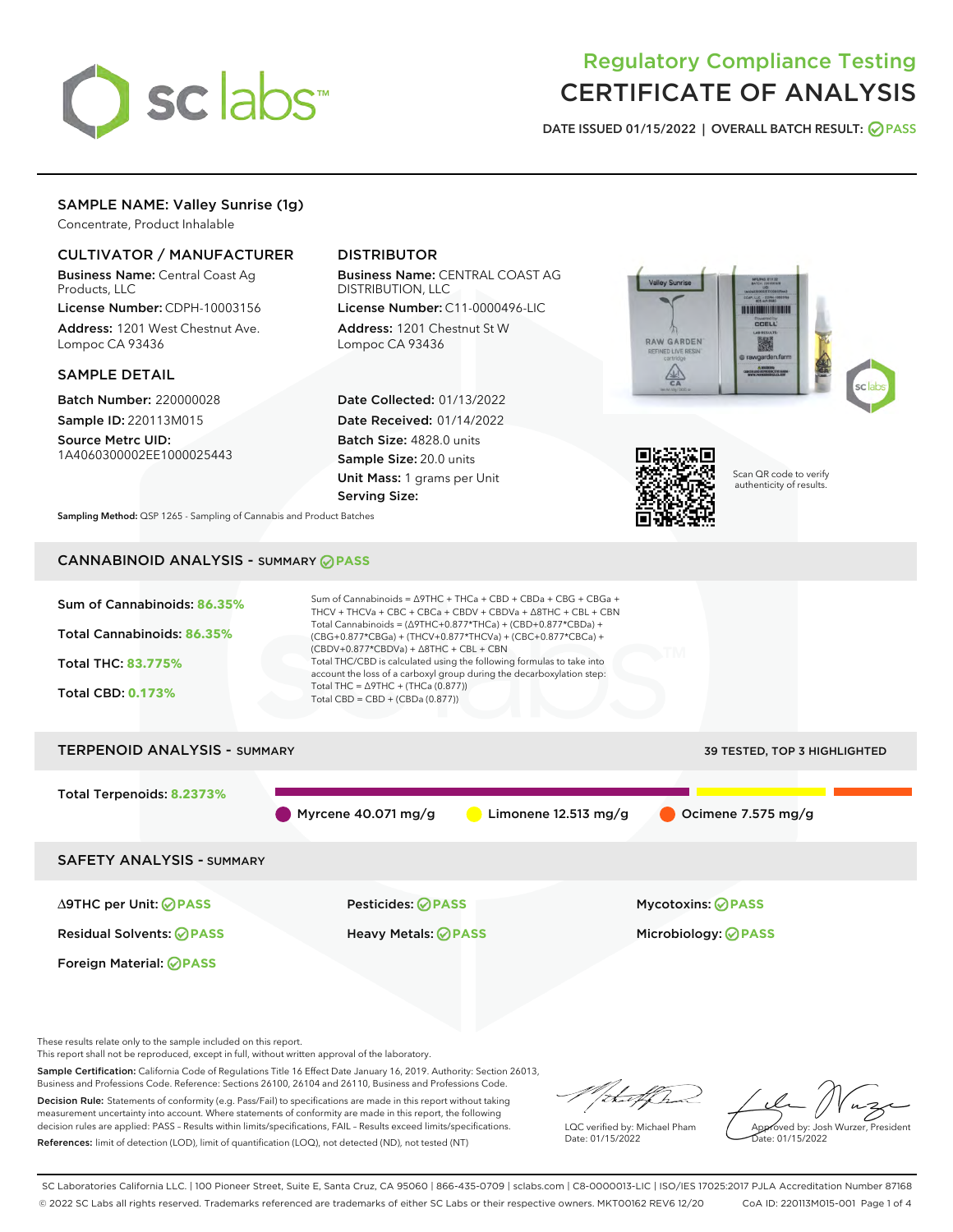# Regulatory Compliance Testing
# CERTIFICATE OF ANALYSIS

DATE ISSUED 01/15/2022 | OVERALL BATCH RESULT: PASS

## SAMPLE NAME: Valley Sunrise (1g)

Concentrate, Product Inhalable

### CULTIVATOR / MANUFACTURER

**Business Name:** Central Coast Ag Products, LLC

**License Number:** CDPH-10003156

**Address:** 1201 West Chestnut Ave. Lompoc CA 93436

### DISTRIBUTOR

**Business Name:** CENTRAL COAST AG DISTRIBUTION, LLC

**License Number:** C11-0000496-LIC

**Address:** 1201 Chestnut St W Lompoc CA 93436

### SAMPLE DETAIL

**Batch Number:** 220000028

**Sample ID:** 220113M015

**Source Metrc UID:** 1A4060300002EE1000025443

**Date Collected:** 01/13/2022

**Date Received:** 01/14/2022

**Batch Size:** 4828.0 units

**Sample Size:** 20.0 units

**Unit Mass:** 1 grams per Unit

**Serving Size:**

Scan QR code to verify authenticity of results.

**Sampling Method:** QSP 1265 - Sampling of Cannabis and Product Batches

## CANNABINOID ANALYSIS - SUMMARY PASS

Sum of Cannabinoids: **86.35%**

Total Cannabinoids: **86.35%**

Total THC: **83.775%**

Total CBD: **0.173%**

Sum of Cannabinoids = Δ9THC + THCa + CBD + CBDa + CBG + CBGa + THCV + THCVa + CBC + CBCa + CBDV + CBDVa + Δ8THC + CBL + CBN

Total Cannabinoids = (Δ9THC+0.877*THCa) + (CBD+0.877*CBDa) + (CBG+0.877*CBGa) + (THCV+0.877*THCVa) + (CBC+0.877*CBCa) + (CBDV+0.877*CBDVa) + Δ8THC + CBL + CBN

Total THC/CBD is calculated using the following formulas to take into account the loss of a carboxyl group during the decarboxylation step:

Total THC = Δ9THC + (THCa (0.877))

Total CBD = CBD + (CBDa (0.877))

## TERPENOID ANALYSIS - SUMMARY

39 TESTED, TOP 3 HIGHLIGHTED

Total Terpenoids: **8.2373%**

Myrcene 40.071 mg/g | Limonene 12.513 mg/g | Ocimene 7.575 mg/g

## SAFETY ANALYSIS - SUMMARY

| | | |
|---|---|---|
| Δ9THC per Unit: PASS | Pesticides: PASS | Mycotoxins: PASS |
| Residual Solvents: PASS | Heavy Metals: PASS | Microbiology: PASS |
| Foreign Material: PASS | | |

These results relate only to the sample included on this report.
This report shall not be reproduced, except in full, without written approval of the laboratory.

**Sample Certification:** California Code of Regulations Title 16 Effect Date January 16, 2019. Authority: Section 26013, Business and Professions Code. Reference: Sections 26100, 26104 and 26110, Business and Professions Code.

**Decision Rule:** Statements of conformity (e.g. Pass/Fail) to specifications are made in this report without taking measurement uncertainty into account. Where statements of conformity are made in this report, the following decision rules are applied: PASS – Results within limits/specifications, FAIL – Results exceed limits/specifications.

**References:** limit of detection (LOD), limit of quantification (LOQ), not detected (ND), not tested (NT)

LQC verified by: Michael Pham
Date: 01/15/2022

Approved by: Josh Wurzer, President
Date: 01/15/2022

SC Laboratories California LLC. | 100 Pioneer Street, Suite E, Santa Cruz, CA 95060 | 866-435-0709 | sclabs.com | C8-0000013-LIC | ISO/IES 17025:2017 PJLA Accreditation Number 87168
© 2022 SC Labs all rights reserved. Trademarks referenced are trademarks of either SC Labs or their respective owners. MKT00162 REV6 12/20 CoA ID: 220113M015-001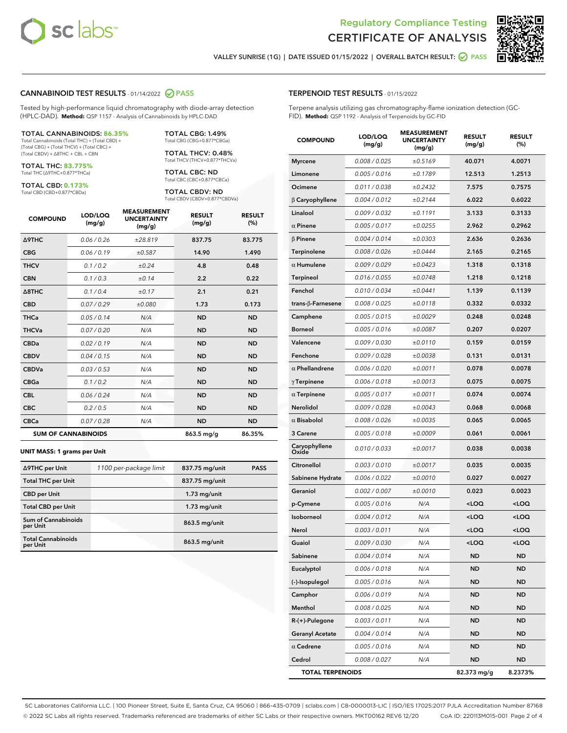# Regulatory Compliance Testing
# CERTIFICATE OF ANALYSIS

VALLEY SUNRISE (1G) | DATE ISSUED 01/15/2022 | OVERALL BATCH RESULT: PASS

## CANNABINOID TEST RESULTS - 01/14/2022 PASS

Tested by high-performance liquid chromatography with diode-array detection (HPLC-DAD). **Method:** QSP 1157 - Analysis of Cannabinoids by HPLC-DAD

**TOTAL CANNABINOIDS: 86.35%**
Total Cannabinoids (Total THC) + (Total CBD) + (Total CBG) + (Total THCV) + (Total CBC) + (Total CBDV) + Δ8THC + CBL + CBN

**TOTAL THC: 83.775%**
Total THC (Δ9THC+0.877*THCa)

**TOTAL CBD: 0.173%**
Total CBD (CBD+0.877*CBDa)

**TOTAL CBG: 1.49%**
Total CBG (CBG+0.877*CBGa)

**TOTAL THCV: 0.48%**
Total THCV (THCV+0.877*THCVa)

**TOTAL CBC: ND**
Total CBC (CBC+0.877*CBCa)

**TOTAL CBDV: ND**
Total CBDV (CBDV+0.877*CBDVa)

| COMPOUND | LOD/LOQ (mg/g) | MEASUREMENT UNCERTAINTY (mg/g) | RESULT (mg/g) | RESULT (%) |
|---|---|---|---|---|
| Δ9THC | 0.06 / 0.26 | ±28.819 | 837.75 | 83.775 |
| CBG | 0.06 / 0.19 | ±0.587 | 14.90 | 1.490 |
| THCV | 0.1 / 0.2 | ±0.24 | 4.8 | 0.48 |
| CBN | 0.1 / 0.3 | ±0.14 | 2.2 | 0.22 |
| Δ8THC | 0.1 / 0.4 | ±0.17 | 2.1 | 0.21 |
| CBD | 0.07 / 0.29 | ±0.080 | 1.73 | 0.173 |
| THCa | 0.05 / 0.14 | N/A | ND | ND |
| THCVa | 0.07 / 0.20 | N/A | ND | ND |
| CBDa | 0.02 / 0.19 | N/A | ND | ND |
| CBDV | 0.04 / 0.15 | N/A | ND | ND |
| CBDVa | 0.03 / 0.53 | N/A | ND | ND |
| CBGa | 0.1 / 0.2 | N/A | ND | ND |
| CBL | 0.06 / 0.24 | N/A | ND | ND |
| CBC | 0.2 / 0.5 | N/A | ND | ND |
| CBCa | 0.07 / 0.28 | N/A | ND | ND |
| **SUM OF CANNABINOIDS** | | | 863.5 mg/g | 86.35% |

**UNIT MASS: 1 grams per Unit**

| | | | |
|---|---|---|---|
| Δ9THC per Unit | 1100 per-package limit | 837.75 mg/unit | PASS |
| Total THC per Unit | | 837.75 mg/unit | |
| CBD per Unit | | 1.73 mg/unit | |
| Total CBD per Unit | | 1.73 mg/unit | |
| Sum of Cannabinoids per Unit | | 863.5 mg/unit | |
| Total Cannabinoids per Unit | | 863.5 mg/unit | |

## TERPENOID TEST RESULTS - 01/15/2022

Terpene analysis utilizing gas chromatography-flame ionization detection (GC-FID). **Method:** QSP 1192 - Analysis of Terpenoids by GC-FID

| COMPOUND | LOD/LOQ (mg/g) | MEASUREMENT UNCERTAINTY (mg/g) | RESULT (mg/g) | RESULT (%) |
|---|---|---|---|---|
| Myrcene | 0.008 / 0.025 | ±0.5169 | 40.071 | 4.0071 |
| Limonene | 0.005 / 0.016 | ±0.1789 | 12.513 | 1.2513 |
| Ocimene | 0.011 / 0.038 | ±0.2432 | 7.575 | 0.7575 |
| β Caryophyllene | 0.004 / 0.012 | ±0.2144 | 6.022 | 0.6022 |
| Linalool | 0.009 / 0.032 | ±0.1191 | 3.133 | 0.3133 |
| α Pinene | 0.005 / 0.017 | ±0.0255 | 2.962 | 0.2962 |
| β Pinene | 0.004 / 0.014 | ±0.0303 | 2.636 | 0.2636 |
| Terpinolene | 0.008 / 0.026 | ±0.0444 | 2.165 | 0.2165 |
| α Humulene | 0.009 / 0.029 | ±0.0423 | 1.318 | 0.1318 |
| Terpineol | 0.016 / 0.055 | ±0.0748 | 1.218 | 0.1218 |
| Fenchol | 0.010 / 0.034 | ±0.0441 | 1.139 | 0.1139 |
| trans-β-Farnesene | 0.008 / 0.025 | ±0.0118 | 0.332 | 0.0332 |
| Camphene | 0.005 / 0.015 | ±0.0029 | 0.248 | 0.0248 |
| Borneol | 0.005 / 0.016 | ±0.0087 | 0.207 | 0.0207 |
| Valencene | 0.009 / 0.030 | ±0.0110 | 0.159 | 0.0159 |
| Fenchone | 0.009 / 0.028 | ±0.0038 | 0.131 | 0.0131 |
| α Phellandrene | 0.006 / 0.020 | ±0.0011 | 0.078 | 0.0078 |
| γ Terpinene | 0.006 / 0.018 | ±0.0013 | 0.075 | 0.0075 |
| α Terpinene | 0.005 / 0.017 | ±0.0011 | 0.074 | 0.0074 |
| Nerolidol | 0.009 / 0.028 | ±0.0043 | 0.068 | 0.0068 |
| α Bisabolol | 0.008 / 0.026 | ±0.0035 | 0.065 | 0.0065 |
| 3 Carene | 0.005 / 0.018 | ±0.0009 | 0.061 | 0.0061 |
| Caryophyllene Oxide | 0.010 / 0.033 | ±0.0017 | 0.038 | 0.0038 |
| Citronellol | 0.003 / 0.010 | ±0.0017 | 0.035 | 0.0035 |
| Sabinene Hydrate | 0.006 / 0.022 | ±0.0010 | 0.027 | 0.0027 |
| Geraniol | 0.002 / 0.007 | ±0.0010 | 0.023 | 0.0023 |
| p-Cymene | 0.005 / 0.016 | N/A | <LOQ | <LOQ |
| Isoborneol | 0.004 / 0.012 | N/A | <LOQ | <LOQ |
| Nerol | 0.003 / 0.011 | N/A | <LOQ | <LOQ |
| Guaiol | 0.009 / 0.030 | N/A | <LOQ | <LOQ |
| Sabinene | 0.004 / 0.014 | N/A | ND | ND |
| Eucalyptol | 0.006 / 0.018 | N/A | ND | ND |
| (-)-Isopulegol | 0.005 / 0.016 | N/A | ND | ND |
| Camphor | 0.006 / 0.019 | N/A | ND | ND |
| Menthol | 0.008 / 0.025 | N/A | ND | ND |
| R-(+)-Pulegone | 0.003 / 0.011 | N/A | ND | ND |
| Geranyl Acetate | 0.004 / 0.014 | N/A | ND | ND |
| α Cedrene | 0.005 / 0.016 | N/A | ND | ND |
| Cedrol | 0.008 / 0.027 | N/A | ND | ND |
| **TOTAL TERPENOIDS** | | | 82.373 mg/g | 8.2373% |

SC Laboratories California LLC. | 100 Pioneer Street, Suite E, Santa Cruz, CA 95060 | 866-435-0709 | sclabs.com | C8-0000013-LIC | ISO/IES 17025:2017 PJLA Accreditation Number 87168
© 2022 SC Labs all rights reserved. Trademarks referenced are trademarks of either SC Labs or their respective owners. MKT00162 REV6 12/20 CoA ID: 220113M015-001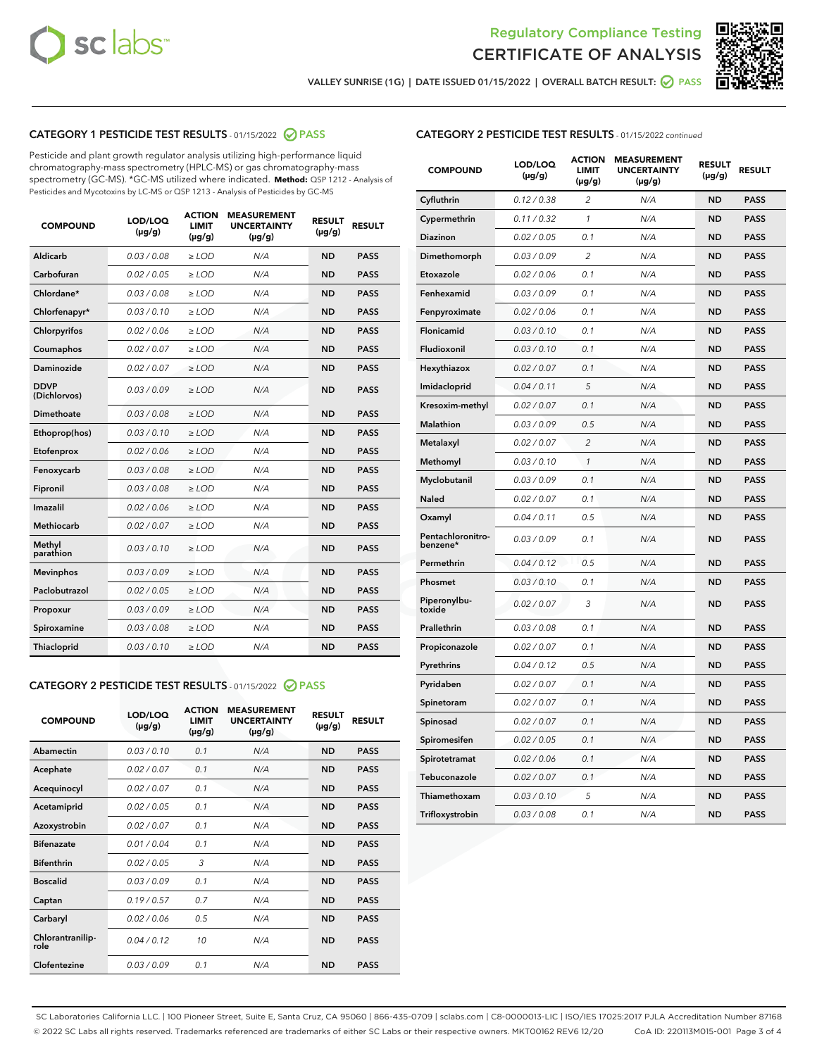Regulatory Compliance Testing
CERTIFICATE OF ANALYSIS

VALLEY SUNRISE (1G) | DATE ISSUED 01/15/2022 | OVERALL BATCH RESULT: PASS

## CATEGORY 1 PESTICIDE TEST RESULTS - 01/15/2022 PASS

Pesticide and plant growth regulator analysis utilizing high-performance liquid chromatography-mass spectrometry (HPLC-MS) or gas chromatography-mass spectrometry (GC-MS). *GC-MS utilized where indicated. **Method:** QSP 1212 - Analysis of Pesticides and Mycotoxins by LC-MS or QSP 1213 - Analysis of Pesticides by GC-MS

| COMPOUND | LOD/LOQ (µg/g) | ACTION LIMIT (µg/g) | MEASUREMENT UNCERTAINTY (µg/g) | RESULT (µg/g) | RESULT |
|---|---|---|---|---|---|
| Aldicarb | 0.03 / 0.08 | ≥ LOD | N/A | ND | PASS |
| Carbofuran | 0.02 / 0.05 | ≥ LOD | N/A | ND | PASS |
| Chlordane* | 0.03 / 0.08 | ≥ LOD | N/A | ND | PASS |
| Chlorfenapyr* | 0.03 / 0.10 | ≥ LOD | N/A | ND | PASS |
| Chlorpyrifos | 0.02 / 0.06 | ≥ LOD | N/A | ND | PASS |
| Coumaphos | 0.02 / 0.07 | ≥ LOD | N/A | ND | PASS |
| Daminozide | 0.02 / 0.07 | ≥ LOD | N/A | ND | PASS |
| DDVP (Dichlorvos) | 0.03 / 0.09 | ≥ LOD | N/A | ND | PASS |
| Dimethoate | 0.03 / 0.08 | ≥ LOD | N/A | ND | PASS |
| Ethoprop(hos) | 0.03 / 0.10 | ≥ LOD | N/A | ND | PASS |
| Etofenprox | 0.02 / 0.06 | ≥ LOD | N/A | ND | PASS |
| Fenoxycarb | 0.03 / 0.08 | ≥ LOD | N/A | ND | PASS |
| Fipronil | 0.03 / 0.08 | ≥ LOD | N/A | ND | PASS |
| Imazalil | 0.02 / 0.06 | ≥ LOD | N/A | ND | PASS |
| Methiocarb | 0.02 / 0.07 | ≥ LOD | N/A | ND | PASS |
| Methyl parathion | 0.03 / 0.10 | ≥ LOD | N/A | ND | PASS |
| Mevinphos | 0.03 / 0.09 | ≥ LOD | N/A | ND | PASS |
| Paclobutrazol | 0.02 / 0.05 | ≥ LOD | N/A | ND | PASS |
| Propoxur | 0.03 / 0.09 | ≥ LOD | N/A | ND | PASS |
| Spiroxamine | 0.03 / 0.08 | ≥ LOD | N/A | ND | PASS |
| Thiacloprid | 0.03 / 0.10 | ≥ LOD | N/A | ND | PASS |

## CATEGORY 2 PESTICIDE TEST RESULTS - 01/15/2022 PASS

| COMPOUND | LOD/LOQ (µg/g) | ACTION LIMIT (µg/g) | MEASUREMENT UNCERTAINTY (µg/g) | RESULT (µg/g) | RESULT |
|---|---|---|---|---|---|
| Abamectin | 0.03 / 0.10 | 0.1 | N/A | ND | PASS |
| Acephate | 0.02 / 0.07 | 0.1 | N/A | ND | PASS |
| Acequinocyl | 0.02 / 0.07 | 0.1 | N/A | ND | PASS |
| Acetamiprid | 0.02 / 0.05 | 0.1 | N/A | ND | PASS |
| Azoxystrobin | 0.02 / 0.07 | 0.1 | N/A | ND | PASS |
| Bifenazate | 0.01 / 0.04 | 0.1 | N/A | ND | PASS |
| Bifenthrin | 0.02 / 0.05 | 3 | N/A | ND | PASS |
| Boscalid | 0.03 / 0.09 | 0.1 | N/A | ND | PASS |
| Captan | 0.19 / 0.57 | 0.7 | N/A | ND | PASS |
| Carbaryl | 0.02 / 0.06 | 0.5 | N/A | ND | PASS |
| Chlorantraniliprole | 0.04 / 0.12 | 10 | N/A | ND | PASS |
| Clofentezine | 0.03 / 0.09 | 0.1 | N/A | ND | PASS |
| Cyfluthrin | 0.12 / 0.38 | 2 | N/A | ND | PASS |
| Cypermethrin | 0.11 / 0.32 | 1 | N/A | ND | PASS |
| Diazinon | 0.02 / 0.05 | 0.1 | N/A | ND | PASS |
| Dimethomorph | 0.03 / 0.09 | 2 | N/A | ND | PASS |
| Etoxazole | 0.02 / 0.06 | 0.1 | N/A | ND | PASS |
| Fenhexamid | 0.03 / 0.09 | 0.1 | N/A | ND | PASS |
| Fenpyroximate | 0.02 / 0.06 | 0.1 | N/A | ND | PASS |
| Flonicamid | 0.03 / 0.10 | 0.1 | N/A | ND | PASS |
| Fludioxonil | 0.03 / 0.10 | 0.1 | N/A | ND | PASS |
| Hexythiazox | 0.02 / 0.07 | 0.1 | N/A | ND | PASS |
| Imidacloprid | 0.04 / 0.11 | 5 | N/A | ND | PASS |
| Kresoxim-methyl | 0.02 / 0.07 | 0.1 | N/A | ND | PASS |
| Malathion | 0.03 / 0.09 | 0.5 | N/A | ND | PASS |
| Metalaxyl | 0.02 / 0.07 | 2 | N/A | ND | PASS |
| Methomyl | 0.03 / 0.10 | 1 | N/A | ND | PASS |
| Myclobutanil | 0.03 / 0.09 | 0.1 | N/A | ND | PASS |
| Naled | 0.02 / 0.07 | 0.1 | N/A | ND | PASS |
| Oxamyl | 0.04 / 0.11 | 0.5 | N/A | ND | PASS |
| Pentachloronitrobenzene* | 0.03 / 0.09 | 0.1 | N/A | ND | PASS |
| Permethrin | 0.04 / 0.12 | 0.5 | N/A | ND | PASS |
| Phosmet | 0.03 / 0.10 | 0.1 | N/A | ND | PASS |
| Piperonylbutoxide | 0.02 / 0.07 | 3 | N/A | ND | PASS |
| Prallethrin | 0.03 / 0.08 | 0.1 | N/A | ND | PASS |
| Propiconazole | 0.02 / 0.07 | 0.1 | N/A | ND | PASS |
| Pyrethrins | 0.04 / 0.12 | 0.5 | N/A | ND | PASS |
| Pyridaben | 0.02 / 0.07 | 0.1 | N/A | ND | PASS |
| Spinetoram | 0.02 / 0.07 | 0.1 | N/A | ND | PASS |
| Spinosad | 0.02 / 0.07 | 0.1 | N/A | ND | PASS |
| Spiromesifen | 0.02 / 0.05 | 0.1 | N/A | ND | PASS |
| Spirotetramat | 0.02 / 0.06 | 0.1 | N/A | ND | PASS |
| Tebuconazole | 0.02 / 0.07 | 0.1 | N/A | ND | PASS |
| Thiamethoxam | 0.03 / 0.10 | 5 | N/A | ND | PASS |
| Trifloxystrobin | 0.03 / 0.08 | 0.1 | N/A | ND | PASS |

SC Laboratories California LLC. | 100 Pioneer Street, Suite E, Santa Cruz, CA 95060 | 866-435-0709 | sclabs.com | C8-0000013-LIC | ISO/IES 17025:2017 PJLA Accreditation Number 87168
© 2022 SC Labs all rights reserved. Trademarks referenced are trademarks of either SC Labs or their respective owners. MKT00162 REV6 12/20 CoA ID: 220113M015-001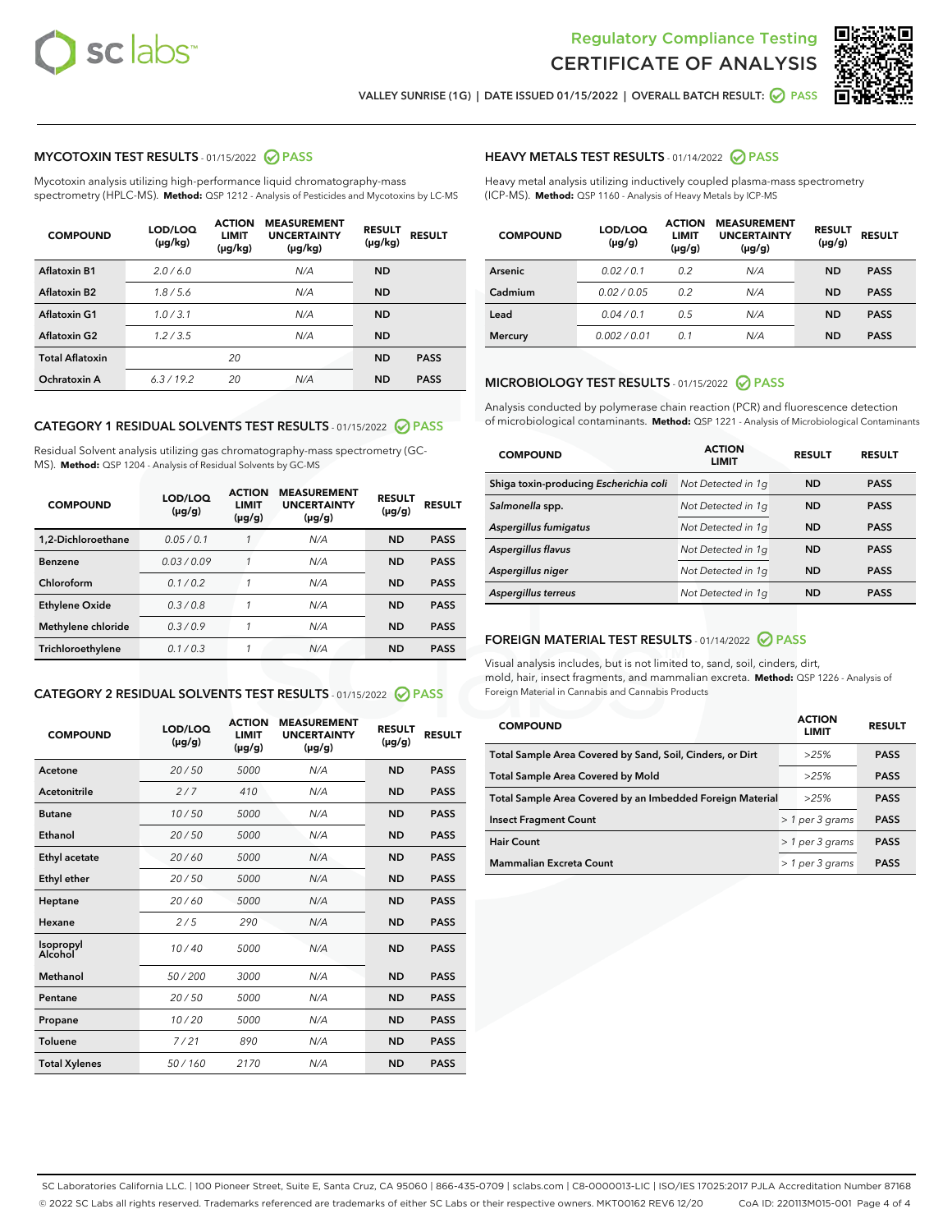# Regulatory Compliance Testing
# CERTIFICATE OF ANALYSIS

VALLEY SUNRISE (1G) | DATE ISSUED 01/15/2022 | OVERALL BATCH RESULT: PASS

## MYCOTOXIN TEST RESULTS - 01/15/2022 PASS

Mycotoxin analysis utilizing high-performance liquid chromatography-mass spectrometry (HPLC-MS). **Method:** QSP 1212 - Analysis of Pesticides and Mycotoxins by LC-MS

| COMPOUND | LOD/LOQ (µg/kg) | ACTION LIMIT (µg/kg) | MEASUREMENT UNCERTAINTY (µg/kg) | RESULT (µg/kg) | RESULT |
|---|---|---|---|---|---|
| Aflatoxin B1 | 2.0 / 6.0 | | N/A | ND | |
| Aflatoxin B2 | 1.8 / 5.6 | | N/A | ND | |
| Aflatoxin G1 | 1.0 / 3.1 | | N/A | ND | |
| Aflatoxin G2 | 1.2 / 3.5 | | N/A | ND | |
| Total Aflatoxin | | 20 | | ND | PASS |
| Ochratoxin A | 6.3 / 19.2 | 20 | N/A | ND | PASS |

## CATEGORY 1 RESIDUAL SOLVENTS TEST RESULTS - 01/15/2022 PASS

Residual Solvent analysis utilizing gas chromatography-mass spectrometry (GC-MS). **Method:** QSP 1204 - Analysis of Residual Solvents by GC-MS

| COMPOUND | LOD/LOQ (µg/g) | ACTION LIMIT (µg/g) | MEASUREMENT UNCERTAINTY (µg/g) | RESULT (µg/g) | RESULT |
|---|---|---|---|---|---|
| 1,2-Dichloroethane | 0.05 / 0.1 | 1 | N/A | ND | PASS |
| Benzene | 0.03 / 0.09 | 1 | N/A | ND | PASS |
| Chloroform | 0.1 / 0.2 | 1 | N/A | ND | PASS |
| Ethylene Oxide | 0.3 / 0.8 | 1 | N/A | ND | PASS |
| Methylene chloride | 0.3 / 0.9 | 1 | N/A | ND | PASS |
| Trichloroethylene | 0.1 / 0.3 | 1 | N/A | ND | PASS |

## CATEGORY 2 RESIDUAL SOLVENTS TEST RESULTS - 01/15/2022 PASS

| COMPOUND | LOD/LOQ (µg/g) | ACTION LIMIT (µg/g) | MEASUREMENT UNCERTAINTY (µg/g) | RESULT (µg/g) | RESULT |
|---|---|---|---|---|---|
| Acetone | 20 / 50 | 5000 | N/A | ND | PASS |
| Acetonitrile | 2 / 7 | 410 | N/A | ND | PASS |
| Butane | 10 / 50 | 5000 | N/A | ND | PASS |
| Ethanol | 20 / 50 | 5000 | N/A | ND | PASS |
| Ethyl acetate | 20 / 60 | 5000 | N/A | ND | PASS |
| Ethyl ether | 20 / 50 | 5000 | N/A | ND | PASS |
| Heptane | 20 / 60 | 5000 | N/A | ND | PASS |
| Hexane | 2 / 5 | 290 | N/A | ND | PASS |
| Isopropyl Alcohol | 10 / 40 | 5000 | N/A | ND | PASS |
| Methanol | 50 / 200 | 3000 | N/A | ND | PASS |
| Pentane | 20 / 50 | 5000 | N/A | ND | PASS |
| Propane | 10 / 20 | 5000 | N/A | ND | PASS |
| Toluene | 7 / 21 | 890 | N/A | ND | PASS |
| Total Xylenes | 50 / 160 | 2170 | N/A | ND | PASS |

## HEAVY METALS TEST RESULTS - 01/14/2022 PASS

Heavy metal analysis utilizing inductively coupled plasma-mass spectrometry (ICP-MS). **Method:** QSP 1160 - Analysis of Heavy Metals by ICP-MS

| COMPOUND | LOD/LOQ (µg/g) | ACTION LIMIT (µg/g) | MEASUREMENT UNCERTAINTY (µg/g) | RESULT (µg/g) | RESULT |
|---|---|---|---|---|---|
| Arsenic | 0.02 / 0.1 | 0.2 | N/A | ND | PASS |
| Cadmium | 0.02 / 0.05 | 0.2 | N/A | ND | PASS |
| Lead | 0.04 / 0.1 | 0.5 | N/A | ND | PASS |
| Mercury | 0.002 / 0.01 | 0.1 | N/A | ND | PASS |

## MICROBIOLOGY TEST RESULTS - 01/15/2022 PASS

Analysis conducted by polymerase chain reaction (PCR) and fluorescence detection of microbiological contaminants. **Method:** QSP 1221 - Analysis of Microbiological Contaminants

| COMPOUND | ACTION LIMIT | RESULT | RESULT |
|---|---|---|---|
| Shiga toxin-producing *Escherichia coli* | Not Detected in 1g | ND | PASS |
| *Salmonella* spp. | Not Detected in 1g | ND | PASS |
| *Aspergillus fumigatus* | Not Detected in 1g | ND | PASS |
| *Aspergillus flavus* | Not Detected in 1g | ND | PASS |
| *Aspergillus niger* | Not Detected in 1g | ND | PASS |
| *Aspergillus terreus* | Not Detected in 1g | ND | PASS |

## FOREIGN MATERIAL TEST RESULTS - 01/14/2022 PASS

Visual analysis includes, but is not limited to, sand, soil, cinders, dirt, mold, hair, insect fragments, and mammalian excreta. **Method:** QSP 1226 - Analysis of Foreign Material in Cannabis and Cannabis Products

| COMPOUND | ACTION LIMIT | RESULT |
|---|---|---|
| Total Sample Area Covered by Sand, Soil, Cinders, or Dirt | >25% | PASS |
| Total Sample Area Covered by Mold | >25% | PASS |
| Total Sample Area Covered by an Imbedded Foreign Material | >25% | PASS |
| Insect Fragment Count | > 1 per 3 grams | PASS |
| Hair Count | > 1 per 3 grams | PASS |
| Mammalian Excreta Count | > 1 per 3 grams | PASS |

SC Laboratories California LLC. | 100 Pioneer Street, Suite E, Santa Cruz, CA 95060 | 866-435-0709 | sclabs.com | C8-0000013-LIC | ISO/IES 17025:2017 PJLA Accreditation Number 87168
© 2022 SC Labs all rights reserved. Trademarks referenced are trademarks of either SC Labs or their respective owners. MKT00162 REV6 12/20 CoA ID: 220113M015-001